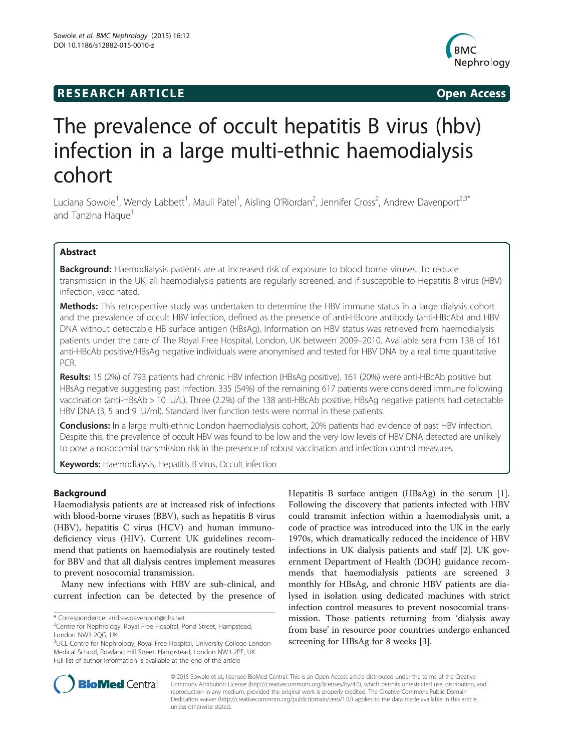RESEARCH ARTICLE Open Access

# The prevalence of occult hepatitis B virus (hbv) infection in a large multi-ethnic haemodialysis cohort

Luciana Sowole[1], Wendy Labbett[1], Mauli Patel[1], Aisling O'Riordan[2], Jennifer Cross[2], Andrew Davenport[2,3*] and Tanzina Haque[1]

## Abstract

**Background:** Haemodialysis patients are at increased risk of exposure to blood borne viruses. To reduce transmission in the UK, all haemodialysis patients are regularly screened, and if susceptible to Hepatitis B virus (HBV) infection, vaccinated.

**Methods:** This retrospective study was undertaken to determine the HBV immune status in a large dialysis cohort and the prevalence of occult HBV infection, defined as the presence of anti-HBcore antibody (anti-HBcAb) and HBV DNA without detectable HB surface antigen (HBsAg). Information on HBV status was retrieved from haemodialysis patients under the care of The Royal Free Hospital, London, UK between 2009–2010. Available sera from 138 of 161 anti-HBcAb positive/HBsAg negative individuals were anonymised and tested for HBV DNA by a real time quantitative PCR.

**Results:** 15 (2%) of 793 patients had chronic HBV infection (HBsAg positive). 161 (20%) were anti-HBcAb positive but HBsAg negative suggesting past infection. 335 (54%) of the remaining 617 patients were considered immune following vaccination (anti-HBsAb > 10 IU/L). Three (2.2%) of the 138 anti-HBcAb positive, HBsAg negative patients had detectable HBV DNA (3, 5 and 9 IU/ml). Standard liver function tests were normal in these patients.

**Conclusions:** In a large multi-ethnic London haemodialysis cohort, 20% patients had evidence of past HBV infection. Despite this, the prevalence of occult HBV was found to be low and the very low levels of HBV DNA detected are unlikely to pose a nosocomial transmission risk in the presence of robust vaccination and infection control measures.

**Keywords:** Haemodialysis, Hepatitis B virus, Occult infection

## Background

Haemodialysis patients are at increased risk of infections with blood-borne viruses (BBV), such as hepatitis B virus (HBV), hepatitis C virus (HCV) and human immunodeficiency virus (HIV). Current UK guidelines recommend that patients on haemodialysis are routinely tested for BBV and that all dialysis centres implement measures to prevent nosocomial transmission.

Many new infections with HBV are sub-clinical, and current infection can be detected by the presence of Hepatitis B surface antigen (HBsAg) in the serum [1]. Following the discovery that patients infected with HBV could transmit infection within a haemodialysis unit, a code of practice was introduced into the UK in the early 1970s, which dramatically reduced the incidence of HBV infections in UK dialysis patients and staff [2]. UK government Department of Health (DOH) guidance recommends that haemodialysis patients are screened 3 monthly for HBsAg, and chronic HBV patients are dialysed in isolation using dedicated machines with strict infection control measures to prevent nosocomial transmission. Those patients returning from 'dialysis away from base' in resource poor countries undergo enhanced screening for HBsAg for 8 weeks [3].

\* Correspondence: andrewdavenport@nhs.net
[2]Centre for Nephrology, Royal Free Hospital, Pond Street, Hampstead, London NW3 2QG, UK
[3]UCL Centre for Nephrology, Royal Free Hospital, University College London Medical School, Rowland Hill Street, Hampstead, London NW3 2PF, UK
Full list of author information is available at the end of the article

© 2015 Sowole et al.; licensee BioMed Central. This is an Open Access article distributed under the terms of the Creative Commons Attribution License (http://creativecommons.org/licenses/by/4.0), which permits unrestricted use, distribution, and reproduction in any medium, provided the original work is properly credited. The Creative Commons Public Domain Dedication waiver (http://creativecommons.org/publicdomain/zero/1.0/) applies to the data made available in this article, unless otherwise stated.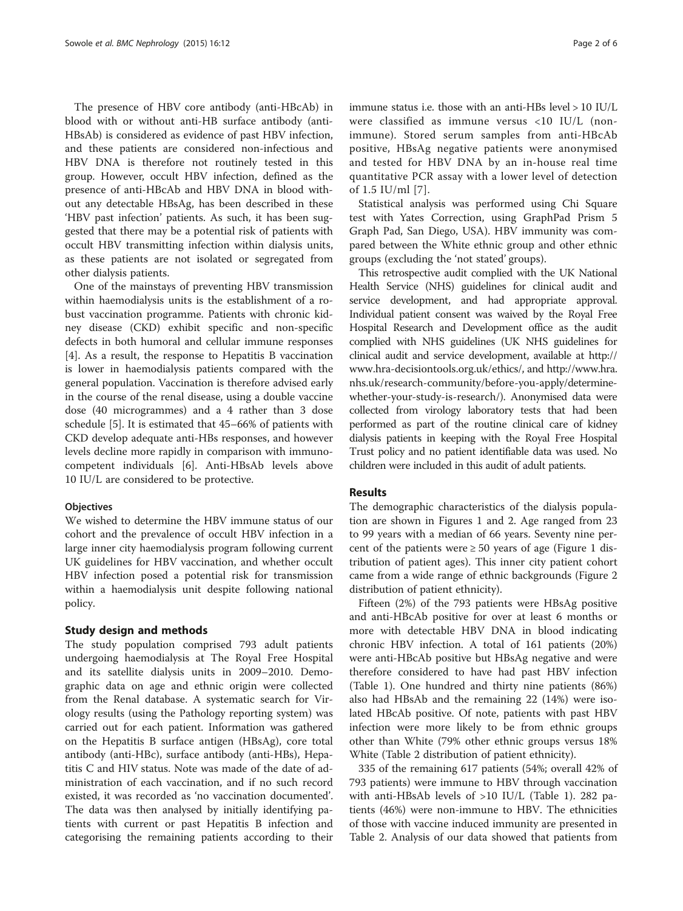The presence of HBV core antibody (anti-HBcAb) in blood with or without anti-HB surface antibody (anti-HBsAb) is considered as evidence of past HBV infection, and these patients are considered non-infectious and HBV DNA is therefore not routinely tested in this group. However, occult HBV infection, defined as the presence of anti-HBcAb and HBV DNA in blood without any detectable HBsAg, has been described in these 'HBV past infection' patients. As such, it has been suggested that there may be a potential risk of patients with occult HBV transmitting infection within dialysis units, as these patients are not isolated or segregated from other dialysis patients.

One of the mainstays of preventing HBV transmission within haemodialysis units is the establishment of a robust vaccination programme. Patients with chronic kidney disease (CKD) exhibit specific and non-specific defects in both humoral and cellular immune responses [4]. As a result, the response to Hepatitis B vaccination is lower in haemodialysis patients compared with the general population. Vaccination is therefore advised early in the course of the renal disease, using a double vaccine dose (40 microgrammes) and a 4 rather than 3 dose schedule [5]. It is estimated that 45–66% of patients with CKD develop adequate anti-HBs responses, and however levels decline more rapidly in comparison with immunocompetent individuals [6]. Anti-HBsAb levels above 10 IU/L are considered to be protective.

### Objectives

We wished to determine the HBV immune status of our cohort and the prevalence of occult HBV infection in a large inner city haemodialysis program following current UK guidelines for HBV vaccination, and whether occult HBV infection posed a potential risk for transmission within a haemodialysis unit despite following national policy.

## Study design and methods

The study population comprised 793 adult patients undergoing haemodialysis at The Royal Free Hospital and its satellite dialysis units in 2009–2010. Demographic data on age and ethnic origin were collected from the Renal database. A systematic search for Virology results (using the Pathology reporting system) was carried out for each patient. Information was gathered on the Hepatitis B surface antigen (HBsAg), core total antibody (anti-HBc), surface antibody (anti-HBs), Hepatitis C and HIV status. Note was made of the date of administration of each vaccination, and if no such record existed, it was recorded as 'no vaccination documented'. The data was then analysed by initially identifying patients with current or past Hepatitis B infection and categorising the remaining patients according to their immune status i.e. those with an anti-HBs level > 10 IU/L were classified as immune versus <10 IU/L (non-immune). Stored serum samples from anti-HBcAb positive, HBsAg negative patients were anonymised and tested for HBV DNA by an in-house real time quantitative PCR assay with a lower level of detection of 1.5 IU/ml [7].

Statistical analysis was performed using Chi Square test with Yates Correction, using GraphPad Prism 5 Graph Pad, San Diego, USA). HBV immunity was compared between the White ethnic group and other ethnic groups (excluding the 'not stated' groups).

This retrospective audit complied with the UK National Health Service (NHS) guidelines for clinical audit and service development, and had appropriate approval. Individual patient consent was waived by the Royal Free Hospital Research and Development office as the audit complied with NHS guidelines (UK NHS guidelines for clinical audit and service development, available at http://www.hra-decisiontools.org.uk/ethics/, and http://www.hra.nhs.uk/research-community/before-you-apply/determine-whether-your-study-is-research/). Anonymised data were collected from virology laboratory tests that had been performed as part of the routine clinical care of kidney dialysis patients in keeping with the Royal Free Hospital Trust policy and no patient identifiable data was used. No children were included in this audit of adult patients.

## Results

The demographic characteristics of the dialysis population are shown in Figures 1 and 2. Age ranged from 23 to 99 years with a median of 66 years. Seventy nine percent of the patients were ≥ 50 years of age (Figure 1 distribution of patient ages). This inner city patient cohort came from a wide range of ethnic backgrounds (Figure 2 distribution of patient ethnicity).

Fifteen (2%) of the 793 patients were HBsAg positive and anti-HBcAb positive for over at least 6 months or more with detectable HBV DNA in blood indicating chronic HBV infection. A total of 161 patients (20%) were anti-HBcAb positive but HBsAg negative and were therefore considered to have had past HBV infection (Table 1). One hundred and thirty nine patients (86%) also had HBsAb and the remaining 22 (14%) were isolated HBcAb positive. Of note, patients with past HBV infection were more likely to be from ethnic groups other than White (79% other ethnic groups versus 18% White (Table 2 distribution of patient ethnicity).

335 of the remaining 617 patients (54%; overall 42% of 793 patients) were immune to HBV through vaccination with anti-HBsAb levels of >10 IU/L (Table 1). 282 patients (46%) were non-immune to HBV. The ethnicities of those with vaccine induced immunity are presented in Table 2. Analysis of our data showed that patients from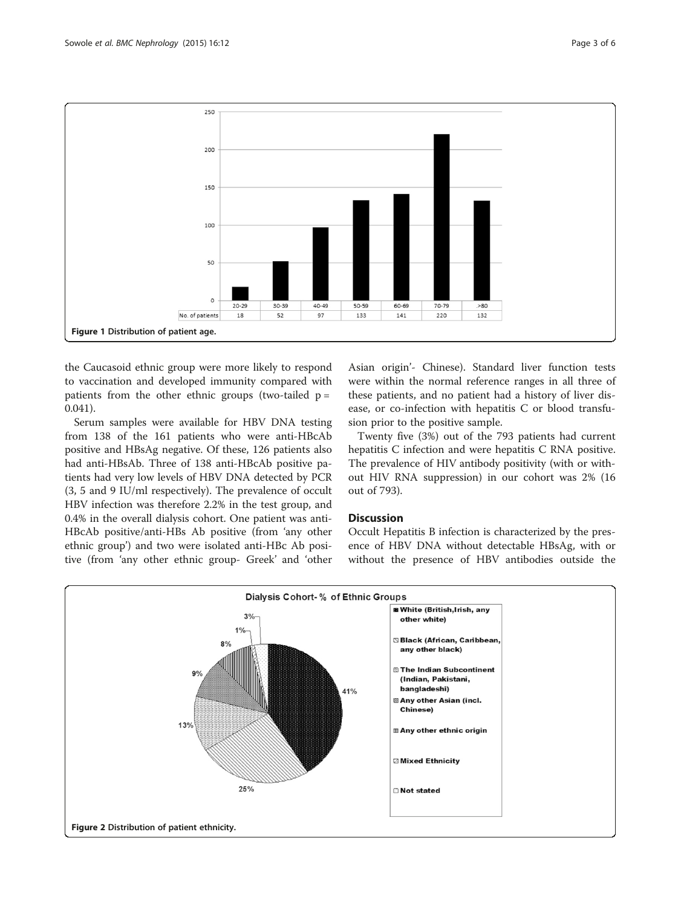Figure 1 Distribution of patient age.

the Caucasoid ethnic group were more likely to respond to vaccination and developed immunity compared with patients from the other ethnic groups (two-tailed $p = 0.041$).

Serum samples were available for HBV DNA testing from 138 of the 161 patients who were anti-HBcAb positive and HBsAg negative. Of these, 126 patients also had anti-HBsAb. Three of 138 anti-HBcAb positive patients had very low levels of HBV DNA detected by PCR (3, 5 and 9 IU/ml respectively). The prevalence of occult HBV infection was therefore 2.2% in the test group, and 0.4% in the overall dialysis cohort. One patient was anti-HBcAb positive/anti-HBs Ab positive (from 'any other ethnic group') and two were isolated anti-HBc Ab positive (from 'any other ethnic group- Greek' and 'other Asian origin'- Chinese). Standard liver function tests were within the normal reference ranges in all three of these patients, and no patient had a history of liver disease, or co-infection with hepatitis C or blood transfusion prior to the positive sample.

Twenty five (3%) out of the 793 patients had current hepatitis C infection and were hepatitis C RNA positive. The prevalence of HIV antibody positivity (with or without HIV RNA suppression) in our cohort was 2% (16 out of 793).

## Discussion

Occult Hepatitis B infection is characterized by the presence of HBV DNA without detectable HBsAg, with or without the presence of HBV antibodies outside the

Figure 2 Distribution of patient ethnicity.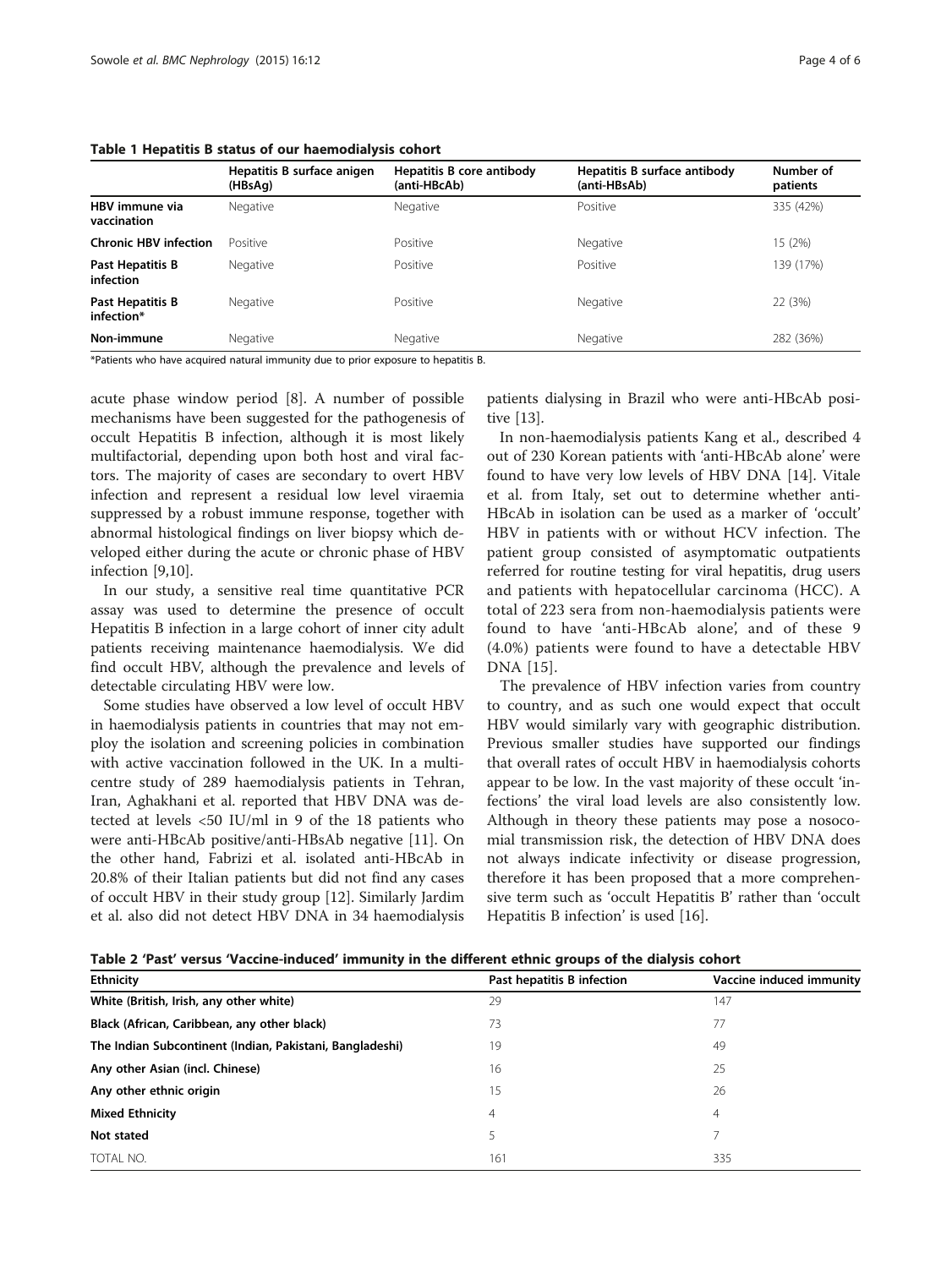**Table 1 Hepatitis B status of our haemodialysis cohort**

| | Hepatitis B surface anigen (HBsAg) | Hepatitis B core antibody (anti-HBcAb) | Hepatitis B surface antibody (anti-HBsAb) | Number of patients |
|---|---|---|---|---|
| **HBV immune via vaccination** | Negative | Negative | Positive | 335 (42%) |
| **Chronic HBV infection** | Positive | Positive | Negative | 15 (2%) |
| **Past Hepatitis B infection** | Negative | Positive | Positive | 139 (17%) |
| **Past Hepatitis B infection*** | Negative | Positive | Negative | 22 (3%) |
| **Non-immune** | Negative | Negative | Negative | 282 (36%) |

*Patients who have acquired natural immunity due to prior exposure to hepatitis B.

acute phase window period [8]. A number of possible mechanisms have been suggested for the pathogenesis of occult Hepatitis B infection, although it is most likely multifactorial, depending upon both host and viral factors. The majority of cases are secondary to overt HBV infection and represent a residual low level viraemia suppressed by a robust immune response, together with abnormal histological findings on liver biopsy which developed either during the acute or chronic phase of HBV infection [9,10].

In our study, a sensitive real time quantitative PCR assay was used to determine the presence of occult Hepatitis B infection in a large cohort of inner city adult patients receiving maintenance haemodialysis. We did find occult HBV, although the prevalence and levels of detectable circulating HBV were low.

Some studies have observed a low level of occult HBV in haemodialysis patients in countries that may not employ the isolation and screening policies in combination with active vaccination followed in the UK. In a multicentre study of 289 haemodialysis patients in Tehran, Iran, Aghakhani et al. reported that HBV DNA was detected at levels <50 IU/ml in 9 of the 18 patients who were anti-HBcAb positive/anti-HBsAb negative [11]. On the other hand, Fabrizi et al. isolated anti-HBcAb in 20.8% of their Italian patients but did not find any cases of occult HBV in their study group [12]. Similarly Jardim et al. also did not detect HBV DNA in 34 haemodialysis patients dialysing in Brazil who were anti-HBcAb positive [13].

In non-haemodialysis patients Kang et al., described 4 out of 230 Korean patients with 'anti-HBcAb alone' were found to have very low levels of HBV DNA [14]. Vitale et al. from Italy, set out to determine whether anti-HBcAb in isolation can be used as a marker of 'occult' HBV in patients with or without HCV infection. The patient group consisted of asymptomatic outpatients referred for routine testing for viral hepatitis, drug users and patients with hepatocellular carcinoma (HCC). A total of 223 sera from non-haemodialysis patients were found to have 'anti-HBcAb alone', and of these 9 (4.0%) patients were found to have a detectable HBV DNA [15].

The prevalence of HBV infection varies from country to country, and as such one would expect that occult HBV would similarly vary with geographic distribution. Previous smaller studies have supported our findings that overall rates of occult HBV in haemodialysis cohorts appear to be low. In the vast majority of these occult 'infections' the viral load levels are also consistently low. Although in theory these patients may pose a nosocomial transmission risk, the detection of HBV DNA does not always indicate infectivity or disease progression, therefore it has been proposed that a more comprehensive term such as 'occult Hepatitis B' rather than 'occult Hepatitis B infection' is used [16].

**Table 2 'Past' versus 'Vaccine-induced' immunity in the different ethnic groups of the dialysis cohort**

| Ethnicity | Past hepatitis B infection | Vaccine induced immunity |
|---|---|---|
| **White (British, Irish, any other white)** | 29 | 147 |
| **Black (African, Caribbean, any other black)** | 73 | 77 |
| **The Indian Subcontinent (Indian, Pakistani, Bangladeshi)** | 19 | 49 |
| **Any other Asian (incl. Chinese)** | 16 | 25 |
| **Any other ethnic origin** | 15 | 26 |
| **Mixed Ethnicity** | 4 | 4 |
| **Not stated** | 5 | 7 |
| TOTAL NO. | 161 | 335 |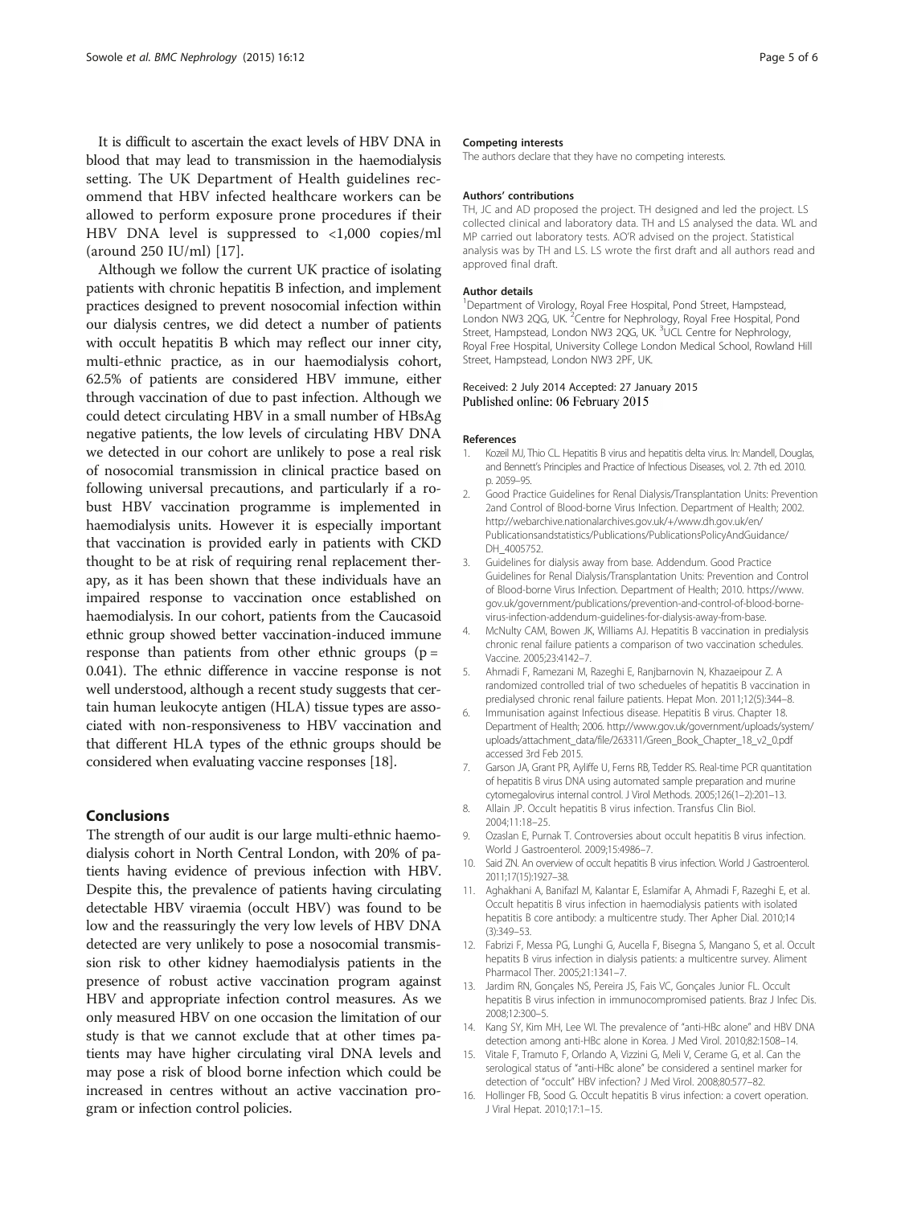It is difficult to ascertain the exact levels of HBV DNA in blood that may lead to transmission in the haemodialysis setting. The UK Department of Health guidelines recommend that HBV infected healthcare workers can be allowed to perform exposure prone procedures if their HBV DNA level is suppressed to <1,000 copies/ml (around 250 IU/ml) [17].

Although we follow the current UK practice of isolating patients with chronic hepatitis B infection, and implement practices designed to prevent nosocomial infection within our dialysis centres, we did detect a number of patients with occult hepatitis B which may reflect our inner city, multi-ethnic practice, as in our haemodialysis cohort, 62.5% of patients are considered HBV immune, either through vaccination of due to past infection. Although we could detect circulating HBV in a small number of HBsAg negative patients, the low levels of circulating HBV DNA we detected in our cohort are unlikely to pose a real risk of nosocomial transmission in clinical practice based on following universal precautions, and particularly if a robust HBV vaccination programme is implemented in haemodialysis units. However it is especially important that vaccination is provided early in patients with CKD thought to be at risk of requiring renal replacement therapy, as it has been shown that these individuals have an impaired response to vaccination once established on haemodialysis. In our cohort, patients from the Caucasoid ethnic group showed better vaccination-induced immune response than patients from other ethnic groups ($p = 0.041$). The ethnic difference in vaccine response is not well understood, although a recent study suggests that certain human leukocyte antigen (HLA) tissue types are associated with non-responsiveness to HBV vaccination and that different HLA types of the ethnic groups should be considered when evaluating vaccine responses [18].

## Conclusions

The strength of our audit is our large multi-ethnic haemodialysis cohort in North Central London, with 20% of patients having evidence of previous infection with HBV. Despite this, the prevalence of patients having circulating detectable HBV viraemia (occult HBV) was found to be low and the reassuringly the very low levels of HBV DNA detected are very unlikely to pose a nosocomial transmission risk to other kidney haemodialysis patients in the presence of robust active vaccination program against HBV and appropriate infection control measures. As we only measured HBV on one occasion the limitation of our study is that we cannot exclude that at other times patients may have higher circulating viral DNA levels and may pose a risk of blood borne infection which could be increased in centres without an active vaccination program or infection control policies.

#### Competing interests

The authors declare that they have no competing interests.

#### Authors' contributions

TH, JC and AD proposed the project. TH designed and led the project. LS collected clinical and laboratory data. TH and LS analysed the data. WL and MP carried out laboratory tests. AO'R advised on the project. Statistical analysis was by TH and LS. LS wrote the first draft and all authors read and approved final draft.

#### Author details

[1]Department of Virology, Royal Free Hospital, Pond Street, Hampstead, London NW3 2QG, UK. [2]Centre for Nephrology, Royal Free Hospital, Pond Street, Hampstead, London NW3 2QG, UK. [3]UCL Centre for Nephrology, Royal Free Hospital, University College London Medical School, Rowland Hill Street, Hampstead, London NW3 2PF, UK.

Received: 2 July 2014 Accepted: 27 January 2015
Published online: 06 February 2015

#### References

1. Kozeil MJ, Thio CL. Hepatitis B virus and hepatitis delta virus. In: Mandell, Douglas, and Bennett's Principles and Practice of Infectious Diseases, vol. 2. 7th ed. 2010. p. 2059–95.
2. Good Practice Guidelines for Renal Dialysis/Transplantation Units: Prevention 2and Control of Blood-borne Virus Infection. Department of Health; 2002. http://webarchive.nationalarchives.gov.uk/+/www.dh.gov.uk/en/Publicationsandstatistics/Publications/PublicationsPolicyAndGuidance/DH_4005752.
3. Guidelines for dialysis away from base. Addendum. Good Practice Guidelines for Renal Dialysis/Transplantation Units: Prevention and Control of Blood-borne Virus Infection. Department of Health; 2010. https://www.gov.uk/government/publications/prevention-and-control-of-blood-borne-virus-infection-addendum-guidelines-for-dialysis-away-from-base.
4. McNulty CAM, Bowen JK, Williams AJ. Hepatitis B vaccination in predialysis chronic renal failure patients a comparison of two vaccination schedules. Vaccine. 2005;23:4142–7.
5. Ahmadi F, Ramezani M, Razeghi E, Ranjbarnovin N, Khazaeipour Z. A randomized controlled trial of two schedueles of hepatitis B vaccination in predialysed chronic renal failure patients. Hepat Mon. 2011;12(5):344–8.
6. Immunisation against Infectious disease. Hepatitis B virus. Chapter 18. Department of Health; 2006. http://www.gov.uk/government/uploads/system/uploads/attachment_data/file/263311/Green_Book_Chapter_18_v2_0.pdf accessed 3rd Feb 2015.
7. Garson JA, Grant PR, Ayliffe U, Ferns RB, Tedder RS. Real-time PCR quantitation of hepatitis B virus DNA using automated sample preparation and murine cytomegalovirus internal control. J Virol Methods. 2005;126(1–2):201–13.
8. Allain JP. Occult hepatitis B virus infection. Transfus Clin Biol. 2004;11:18–25.
9. Ozaslan E, Purnak T. Controversies about occult hepatitis B virus infection. World J Gastroenterol. 2009;15:4986–7.
10. Said ZN. An overview of occult hepatitis B virus infection. World J Gastroenterol. 2011;17(15):1927–38.
11. Aghakhani A, Banifazl M, Kalantar E, Eslamifar A, Ahmadi F, Razeghi E, et al. Occult hepatitis B virus infection in haemodialysis patients with isolated hepatitis B core antibody: a multicentre study. Ther Apher Dial. 2010;14(3):349–53.
12. Fabrizi F, Messa PG, Lunghi G, Aucella F, Bisegna S, Mangano S, et al. Occult hepatits B virus infection in dialysis patients: a multicentre survey. Aliment Pharmacol Ther. 2005;21:1341–7.
13. Jardim RN, Gonçales NS, Pereira JS, Fais VC, Gonçales Junior FL. Occult hepatitis B virus infection in immunocompromised patients. Braz J Infec Dis. 2008;12:300–5.
14. Kang SY, Kim MH, Lee WI. The prevalence of "anti-HBc alone" and HBV DNA detection among anti-HBc alone in Korea. J Med Virol. 2010;82:1508–14.
15. Vitale F, Tramuto F, Orlando A, Vizzini G, Meli V, Cerame G, et al. Can the serological status of "anti-HBc alone" be considered a sentinel marker for detection of "occult" HBV infection? J Med Virol. 2008;80:577–82.
16. Hollinger FB, Sood G. Occult hepatitis B virus infection: a covert operation. J Viral Hepat. 2010;17:1–15.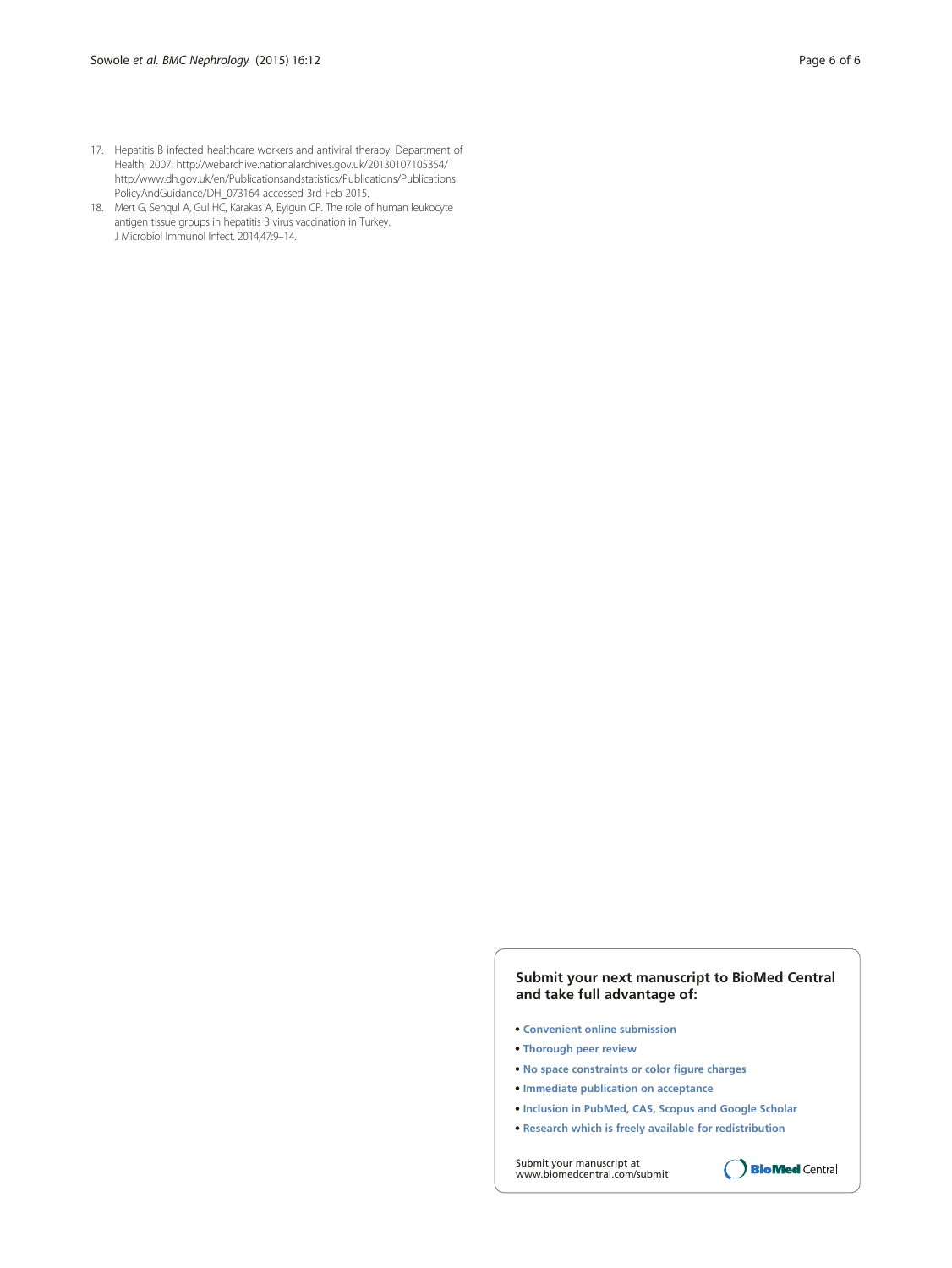17. Hepatitis B infected healthcare workers and antiviral therapy. Department of Health; 2007. http://webarchive.nationalarchives.gov.uk/20130107105354/http:/www.dh.gov.uk/en/Publicationsandstatistics/Publications/PublicationsPolicyAndGuidance/DH_073164 accessed 3rd Feb 2015.
18. Mert G, Senqul A, Gul HC, Karakas A, Eyigun CP. The role of human leukocyte antigen tissue groups in hepatitis B virus vaccination in Turkey. J Microbiol Immunol Infect. 2014;47:9–14.

**Submit your next manuscript to BioMed Central and take full advantage of:**

- **Convenient online submission**
- **Thorough peer review**
- **No space constraints or color figure charges**
- **Immediate publication on acceptance**
- **Inclusion in PubMed, CAS, Scopus and Google Scholar**
- **Research which is freely available for redistribution**

Submit your manuscript at
www.biomedcentral.com/submit

BioMed Central